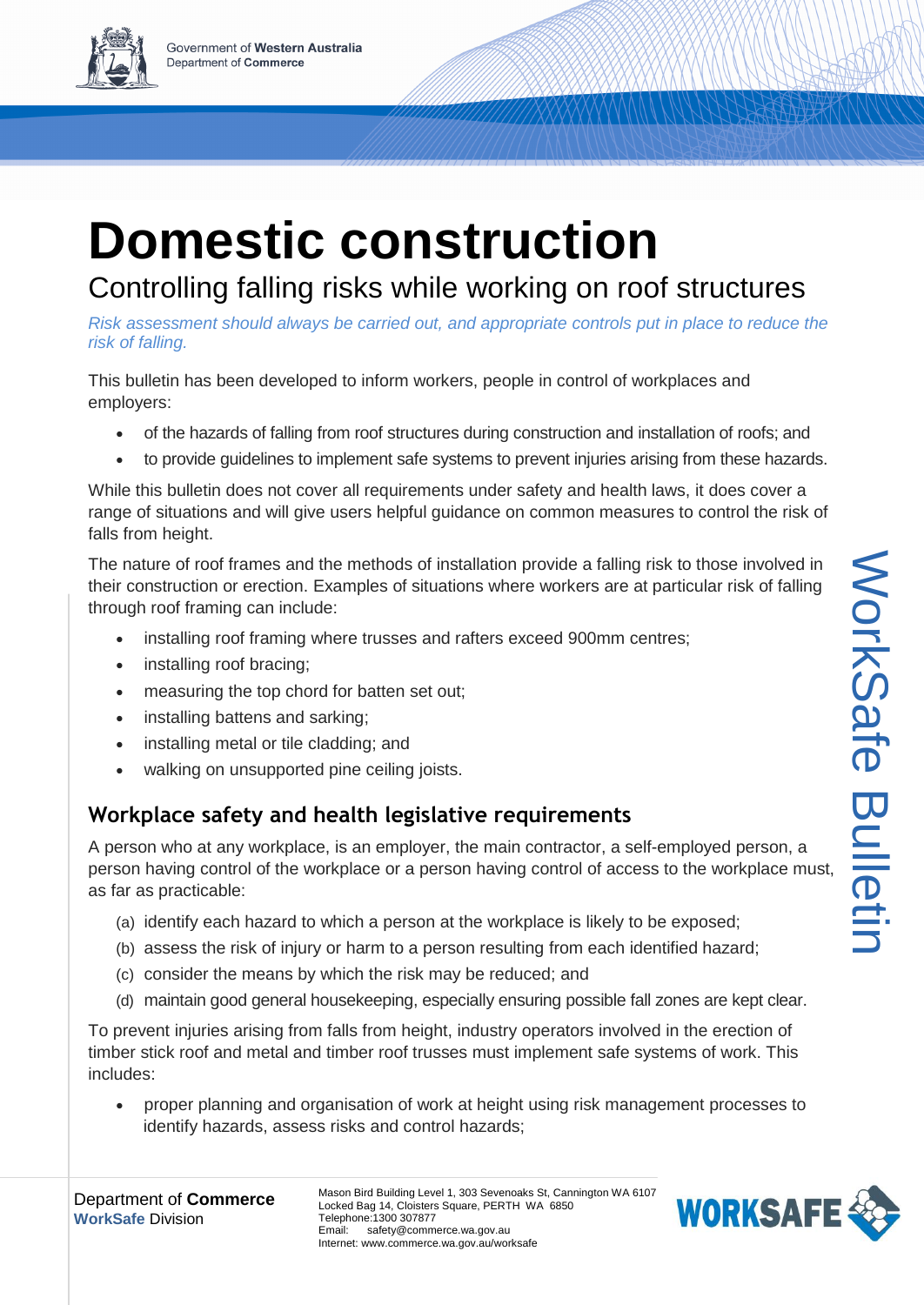# Domestic construction

## Controlling falling risks while working on roof structures

*Risk assessment should always be carried out, and appropriate controls put in place to reduce the risk of falling.*

This bulletin has been developed to inform workers, people in control of workplaces and employers:

- of the hazards of falling from roof structures during construction and installation of roofs; and
- to provide guidelines to implement safe systems to prevent injuries arising from these hazards.

While this bulletin does not cover all requirements under safety and health laws, it does cover a range of situations and will give users helpful guidance on common measures to control the risk of falls from height.

The nature of roof frames and the methods of installation provide a falling risk to those involved in their construction or erection. Examples of situations where workers are at particular risk of falling through roof framing can include:

- installing roof framing where trusses and rafters exceed 900mm centres;
- installing roof bracing;
- measuring the top chord for batten set out;
- installing battens and sarking;
- installing metal or tile cladding; and
- walking on unsupported pine ceiling joists.

### Workplace safety and health legislative requirements

A person who at any workplace, is an employer, the main contractor, a self-employed person, a person having control of the workplace or a person having control of access to the workplace must, as far as practicable:

(a) identify each hazard to which a person at the workplace is likely to be exposed;
(b) assess the risk of injury or harm to a person resulting from each identified hazard;
(c) consider the means by which the risk may be reduced; and
(d) maintain good general housekeeping, especially ensuring possible fall zones are kept clear.

To prevent injuries arising from falls from height, industry operators involved in the erection of timber stick roof and metal and timber roof trusses must implement safe systems of work. This includes:

- proper planning and organisation of work at height using risk management processes to identify hazards, assess risks and control hazards;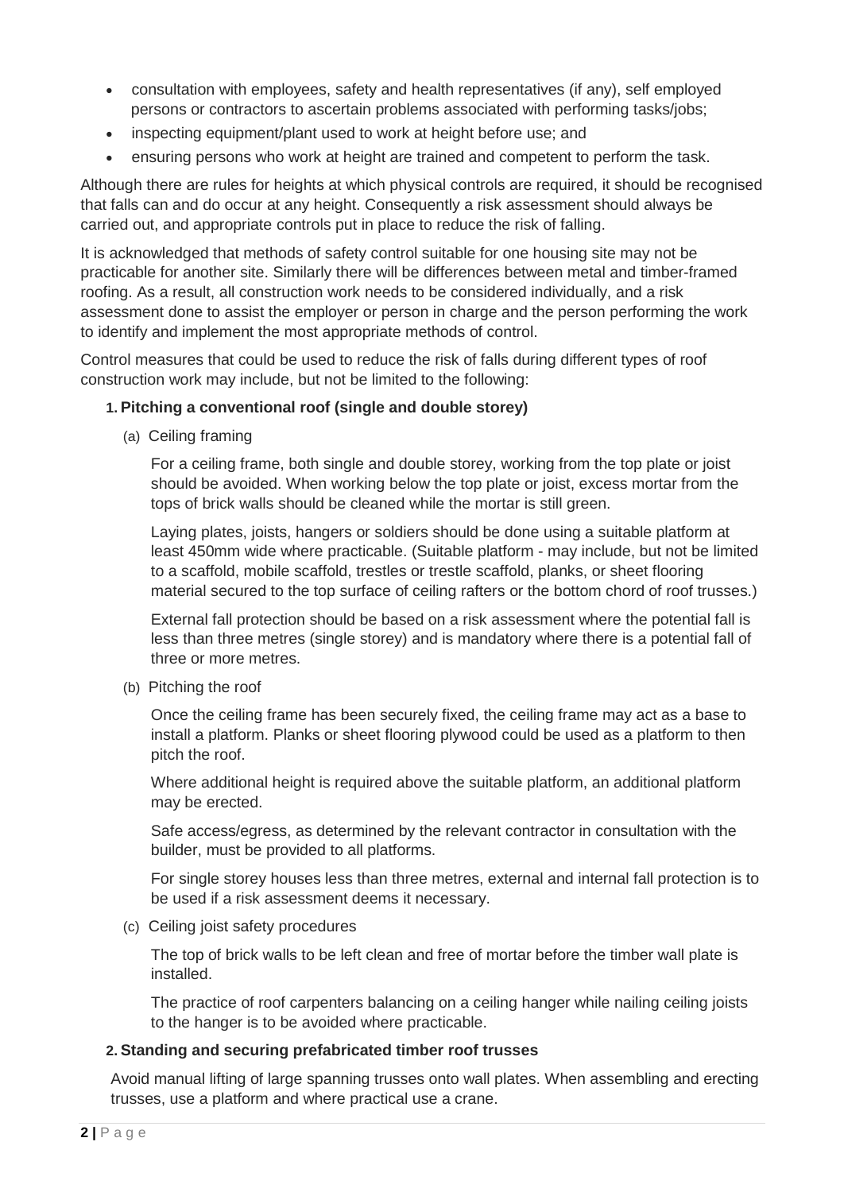- consultation with employees, safety and health representatives (if any), self employed persons or contractors to ascertain problems associated with performing tasks/jobs;
- inspecting equipment/plant used to work at height before use; and
- ensuring persons who work at height are trained and competent to perform the task.

Although there are rules for heights at which physical controls are required, it should be recognised that falls can and do occur at any height. Consequently a risk assessment should always be carried out, and appropriate controls put in place to reduce the risk of falling.

It is acknowledged that methods of safety control suitable for one housing site may not be practicable for another site. Similarly there will be differences between metal and timber-framed roofing. As a result, all construction work needs to be considered individually, and a risk assessment done to assist the employer or person in charge and the person performing the work to identify and implement the most appropriate methods of control.

Control measures that could be used to reduce the risk of falls during different types of roof construction work may include, but not be limited to the following:

1. **Pitching a conventional roof (single and double storey)**

   (a) Ceiling framing

   For a ceiling frame, both single and double storey, working from the top plate or joist should be avoided. When working below the top plate or joist, excess mortar from the tops of brick walls should be cleaned while the mortar is still green.

   Laying plates, joists, hangers or soldiers should be done using a suitable platform at least 450mm wide where practicable. (Suitable platform - may include, but not be limited to a scaffold, mobile scaffold, trestles or trestle scaffold, planks, or sheet flooring material secured to the top surface of ceiling rafters or the bottom chord of roof trusses.)

   External fall protection should be based on a risk assessment where the potential fall is less than three metres (single storey) and is mandatory where there is a potential fall of three or more metres.

   (b) Pitching the roof

   Once the ceiling frame has been securely fixed, the ceiling frame may act as a base to install a platform. Planks or sheet flooring plywood could be used as a platform to then pitch the roof.

   Where additional height is required above the suitable platform, an additional platform may be erected.

   Safe access/egress, as determined by the relevant contractor in consultation with the builder, must be provided to all platforms.

   For single storey houses less than three metres, external and internal fall protection is to be used if a risk assessment deems it necessary.

   (c) Ceiling joist safety procedures

   The top of brick walls to be left clean and free of mortar before the timber wall plate is installed.

   The practice of roof carpenters balancing on a ceiling hanger while nailing ceiling joists to the hanger is to be avoided where practicable.

2. **Standing and securing prefabricated timber roof trusses**

   Avoid manual lifting of large spanning trusses onto wall plates. When assembling and erecting trusses, use a platform and where practical use a crane.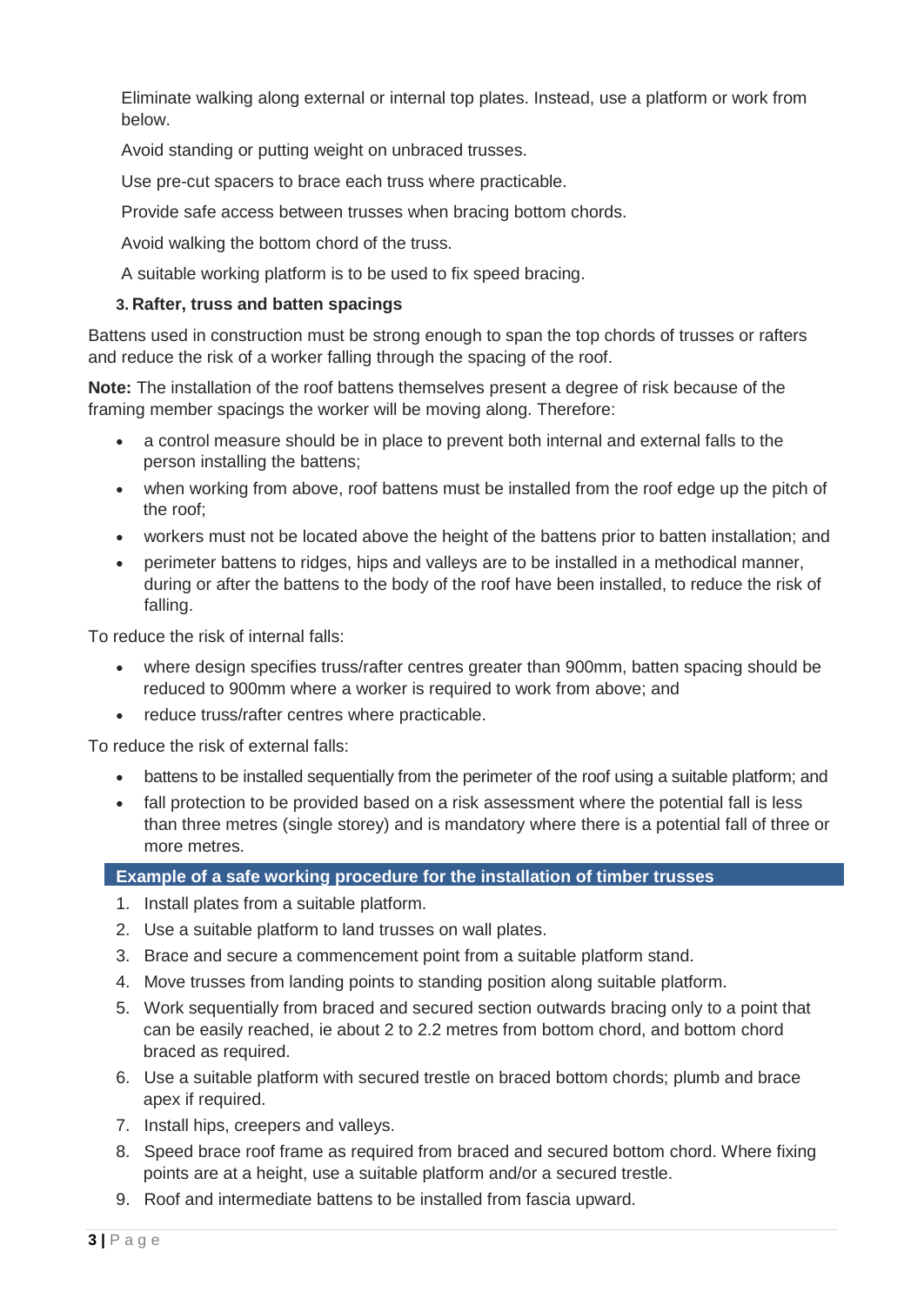Eliminate walking along external or internal top plates. Instead, use a platform or work from below.

Avoid standing or putting weight on unbraced trusses.

Use pre-cut spacers to brace each truss where practicable.

Provide safe access between trusses when bracing bottom chords.

Avoid walking the bottom chord of the truss.

A suitable working platform is to be used to fix speed bracing.

### 3. Rafter, truss and batten spacings

Battens used in construction must be strong enough to span the top chords of trusses or rafters and reduce the risk of a worker falling through the spacing of the roof.

**Note:** The installation of the roof battens themselves present a degree of risk because of the framing member spacings the worker will be moving along. Therefore:

- a control measure should be in place to prevent both internal and external falls to the person installing the battens;
- when working from above, roof battens must be installed from the roof edge up the pitch of the roof;
- workers must not be located above the height of the battens prior to batten installation; and
- perimeter battens to ridges, hips and valleys are to be installed in a methodical manner, during or after the battens to the body of the roof have been installed, to reduce the risk of falling.

To reduce the risk of internal falls:

- where design specifies truss/rafter centres greater than 900mm, batten spacing should be reduced to 900mm where a worker is required to work from above; and
- reduce truss/rafter centres where practicable.

To reduce the risk of external falls:

- battens to be installed sequentially from the perimeter of the roof using a suitable platform; and
- fall protection to be provided based on a risk assessment where the potential fall is less than three metres (single storey) and is mandatory where there is a potential fall of three or more metres.

**Example of a safe working procedure for the installation of timber trusses**

1. Install plates from a suitable platform.
2. Use a suitable platform to land trusses on wall plates.
3. Brace and secure a commencement point from a suitable platform stand.
4. Move trusses from landing points to standing position along suitable platform.
5. Work sequentially from braced and secured section outwards bracing only to a point that can be easily reached, ie about 2 to 2.2 metres from bottom chord, and bottom chord braced as required.
6. Use a suitable platform with secured trestle on braced bottom chords; plumb and brace apex if required.
7. Install hips, creepers and valleys.
8. Speed brace roof frame as required from braced and secured bottom chord. Where fixing points are at a height, use a suitable platform and/or a secured trestle.
9. Roof and intermediate battens to be installed from fascia upward.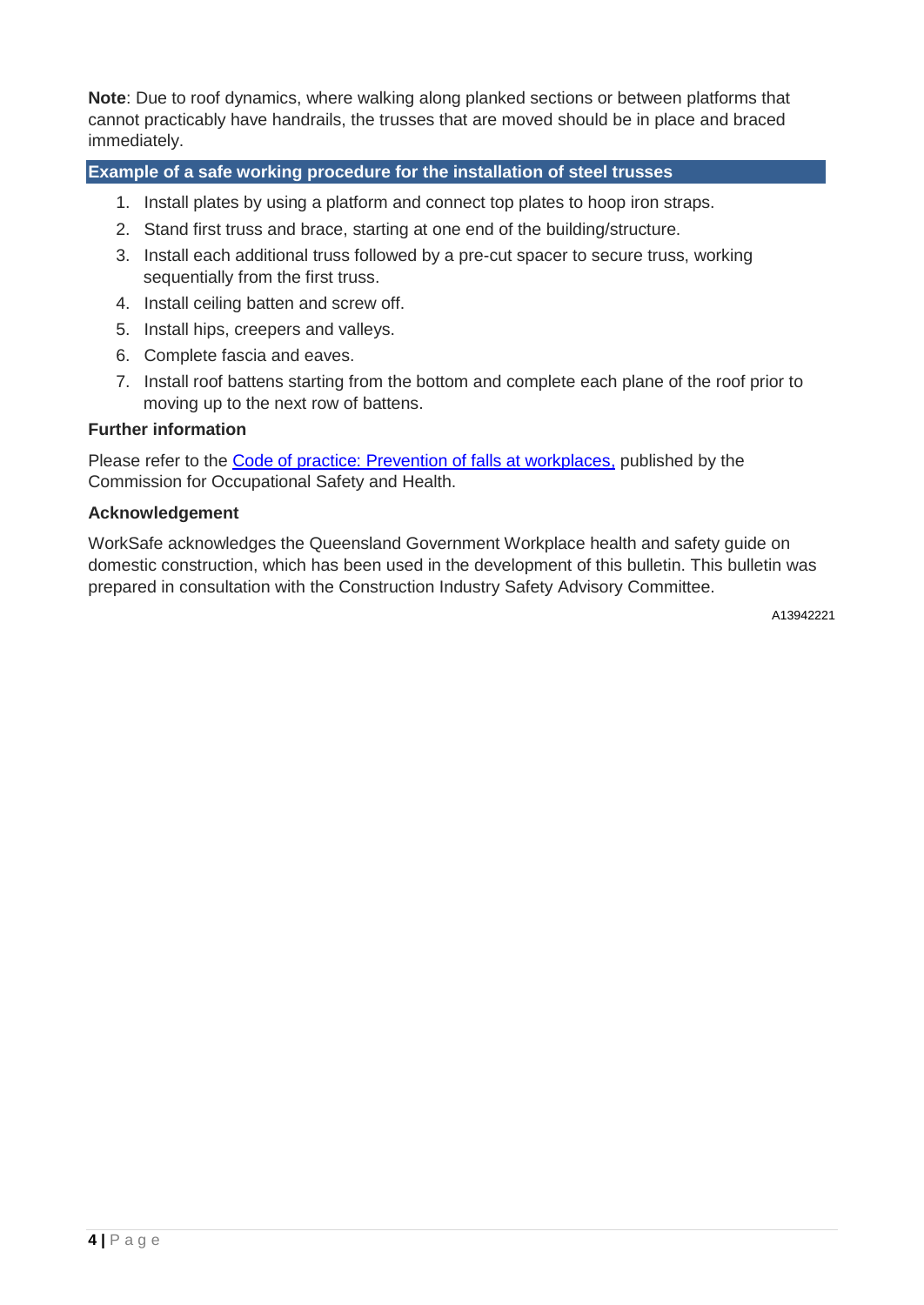**Note**: Due to roof dynamics, where walking along planked sections or between platforms that cannot practicably have handrails, the trusses that are moved should be in place and braced immediately.

## Example of a safe working procedure for the installation of steel trusses

1. Install plates by using a platform and connect top plates to hoop iron straps.
2. Stand first truss and brace, starting at one end of the building/structure.
3. Install each additional truss followed by a pre-cut spacer to secure truss, working sequentially from the first truss.
4. Install ceiling batten and screw off.
5. Install hips, creepers and valleys.
6. Complete fascia and eaves.
7. Install roof battens starting from the bottom and complete each plane of the roof prior to moving up to the next row of battens.

### Further information

Please refer to the Code of practice: Prevention of falls at workplaces, published by the Commission for Occupational Safety and Health.

### Acknowledgement

WorkSafe acknowledges the Queensland Government Workplace health and safety guide on domestic construction, which has been used in the development of this bulletin. This bulletin was prepared in consultation with the Construction Industry Safety Advisory Committee.

A13942221